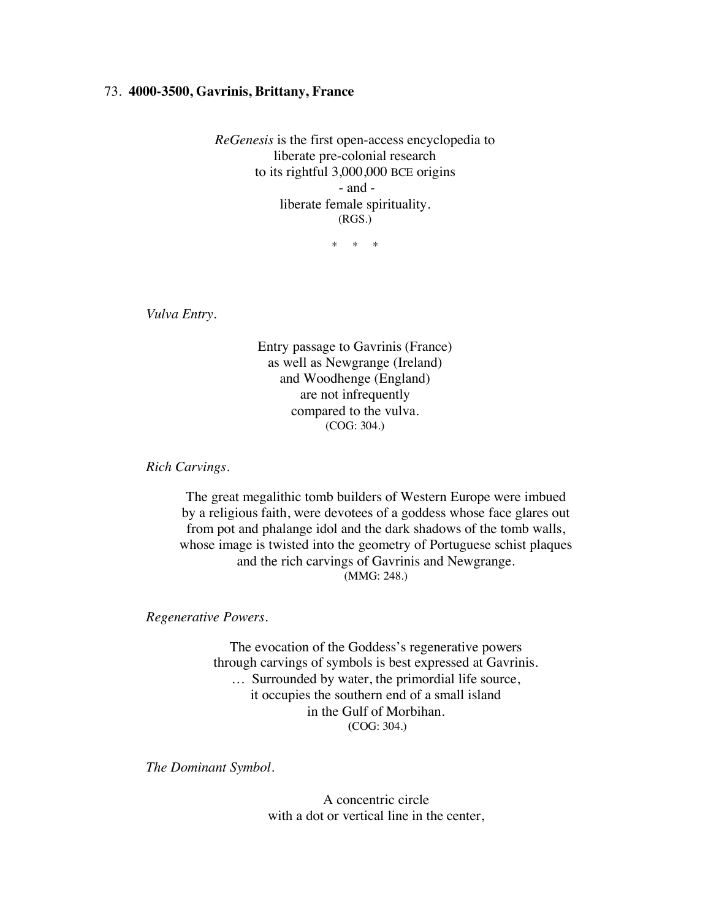## 73. **4000-3500, Gavrinis, Brittany, France**

*ReGenesis* is the first open-access encyclopedia to
liberate pre-colonial research
to its rightful 3,000,000 BCE origins
\- and -
liberate female spirituality.
(RGS.)

\* \* \*

*Vulva Entry.*

Entry passage to Gavrinis (France)
as well as Newgrange (Ireland)
and Woodhenge (England)
are not infrequently
compared to the vulva.
(COG: 304.)

*Rich Carvings.*

The great megalithic tomb builders of Western Europe were imbued
by a religious faith, were devotees of a goddess whose face glares out
from pot and phalange idol and the dark shadows of the tomb walls,
whose image is twisted into the geometry of Portuguese schist plaques
and the rich carvings of Gavrinis and Newgrange.
(MMG: 248.)

*Regenerative Powers.*

The evocation of the Goddess's regenerative powers
through carvings of symbols is best expressed at Gavrinis.
… Surrounded by water, the primordial life source,
it occupies the southern end of a small island
in the Gulf of Morbihan.
(COG: 304.)

*The Dominant Symbol.*

A concentric circle
with a dot or vertical line in the center,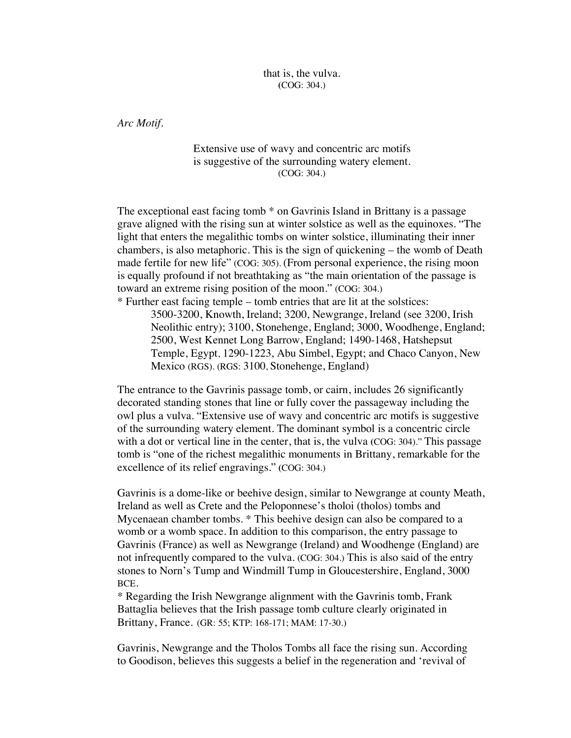that is, the vulva.
(COG: 304.)

*Arc Motif.*

> Extensive use of wavy and concentric arc motifs
> is suggestive of the surrounding watery element.
> (COG: 304.)

The exceptional east facing tomb * on Gavrinis Island in Brittany is a passage grave aligned with the rising sun at winter solstice as well as the equinoxes. "The light that enters the megalithic tombs on winter solstice, illuminating their inner chambers, is also metaphoric. This is the sign of quickening – the womb of Death made fertile for new life" (COG: 305). (From personal experience, the rising moon is equally profound if not breathtaking as "the main orientation of the passage is toward an extreme rising position of the moon." (COG: 304.)

* Further east facing temple – tomb entries that are lit at the solstices:
> 3500-3200, Knowth, Ireland; 3200, Newgrange, Ireland (see 3200, Irish Neolithic entry); 3100, Stonehenge, England; 3000, Woodhenge, England; 2500, West Kennet Long Barrow, England; 1490-1468, Hatshepsut Temple, Egypt, 1290-1223, Abu Simbel, Egypt; and Chaco Canyon, New Mexico (RGS). (RGS: 3100, Stonehenge, England)

The entrance to the Gavrinis passage tomb, or cairn, includes 26 significantly decorated standing stones that line or fully cover the passageway including the owl plus a vulva. "Extensive use of wavy and concentric arc motifs is suggestive of the surrounding watery element. The dominant symbol is a concentric circle with a dot or vertical line in the center, that is, the vulva (COG: 304)." This passage tomb is "one of the richest megalithic monuments in Brittany, remarkable for the excellence of its relief engravings." (COG: 304.)

Gavrinis is a dome-like or beehive design, similar to Newgrange at county Meath, Ireland as well as Crete and the Peloponnese's tholoi (tholos) tombs and Mycenaean chamber tombs. * This beehive design can also be compared to a womb or a womb space. In addition to this comparison, the entry passage to Gavrinis (France) as well as Newgrange (Ireland) and Woodhenge (England) are not infrequently compared to the vulva. (COG: 304.) This is also said of the entry stones to Norn's Tump and Windmill Tump in Gloucestershire, England, 3000 BCE.

* Regarding the Irish Newgrange alignment with the Gavrinis tomb, Frank Battaglia believes that the Irish passage tomb culture clearly originated in Brittany, France. (GR: 55; KTP: 168-171; MAM: 17-30.)

Gavrinis, Newgrange and the Tholos Tombs all face the rising sun. According to Goodison, believes this suggests a belief in the regeneration and 'revival of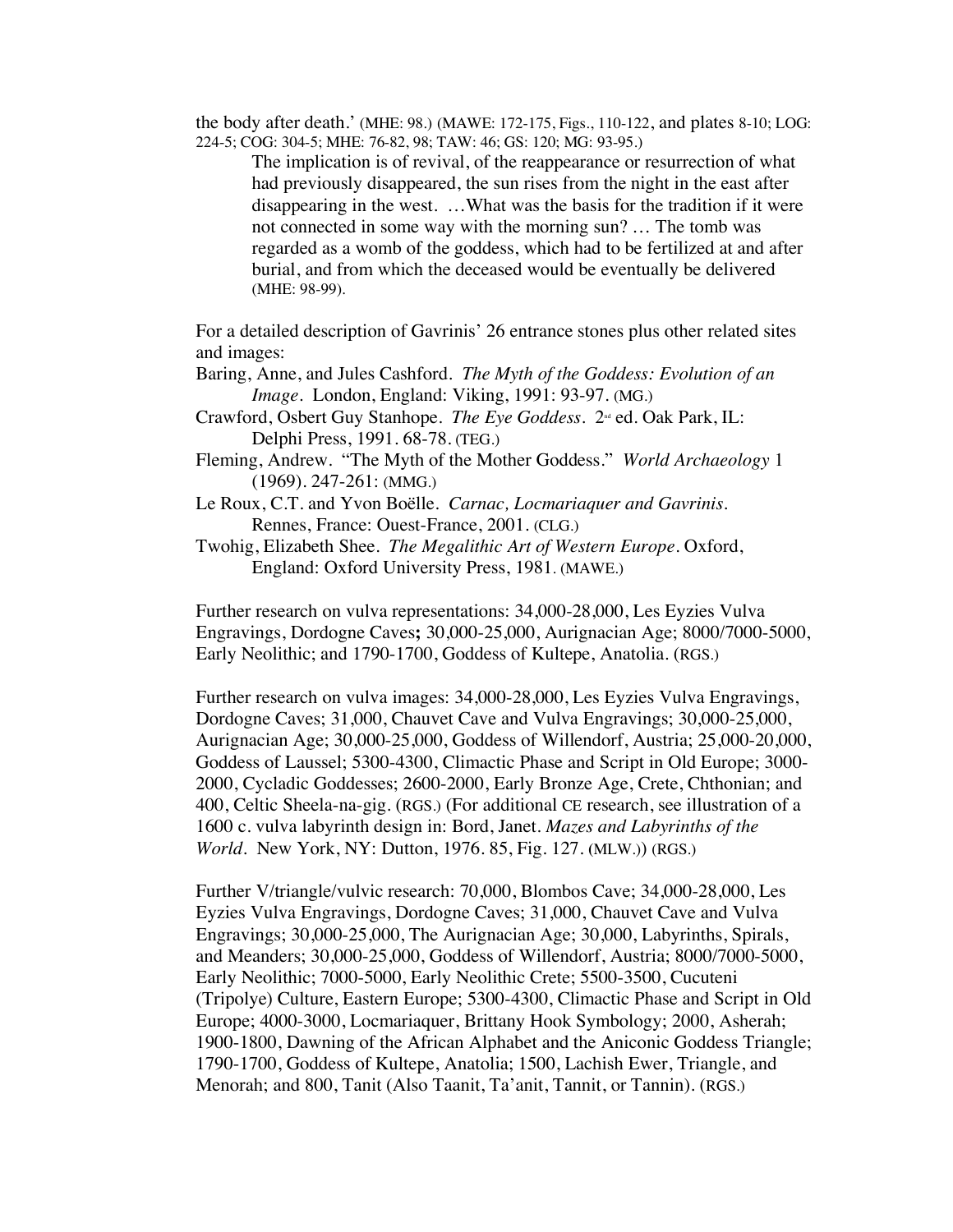the body after death.' (MHE: 98.) (MAWE: 172-175, Figs., 110-122, and plates 8-10; LOG: 224-5; COG: 304-5; MHE: 76-82, 98; TAW: 46; GS: 120; MG: 93-95.)

> The implication is of revival, of the reappearance or resurrection of what had previously disappeared, the sun rises from the night in the east after disappearing in the west. …What was the basis for the tradition if it were not connected in some way with the morning sun? … The tomb was regarded as a womb of the goddess, which had to be fertilized at and after burial, and from which the deceased would be eventually be delivered (MHE: 98-99).

For a detailed description of Gavrinis' 26 entrance stones plus other related sites and images:

Baring, Anne, and Jules Cashford. *The Myth of the Goddess: Evolution of an Image*. London, England: Viking, 1991: 93-97. (MG.)

Crawford, Osbert Guy Stanhope. *The Eye Goddess*. 2nd ed. Oak Park, IL: Delphi Press, 1991. 68-78. (TEG.)

Fleming, Andrew. "The Myth of the Mother Goddess." *World Archaeology* 1 (1969). 247-261: (MMG.)

Le Roux, C.T. and Yvon Boëlle. *Carnac, Locmariaquer and Gavrinis*. Rennes, France: Ouest-France, 2001. (CLG.)

Twohig, Elizabeth Shee. *The Megalithic Art of Western Europe*. Oxford, England: Oxford University Press, 1981. (MAWE.)

Further research on vulva representations: 34,000-28,000, Les Eyzies Vulva Engravings, Dordogne Caves**;** 30,000-25,000, Aurignacian Age; 8000/7000-5000, Early Neolithic; and 1790-1700, Goddess of Kultepe, Anatolia. (RGS.)

Further research on vulva images: 34,000-28,000, Les Eyzies Vulva Engravings, Dordogne Caves; 31,000, Chauvet Cave and Vulva Engravings; 30,000-25,000, Aurignacian Age; 30,000-25,000, Goddess of Willendorf, Austria; 25,000-20,000, Goddess of Laussel; 5300-4300, Climactic Phase and Script in Old Europe; 3000-2000, Cycladic Goddesses; 2600-2000, Early Bronze Age, Crete, Chthonian; and 400, Celtic Sheela-na-gig. (RGS.) (For additional CE research, see illustration of a 1600 c. vulva labyrinth design in: Bord, Janet. *Mazes and Labyrinths of the World*. New York, NY: Dutton, 1976. 85, Fig. 127. (MLW.)) (RGS.)

Further V/triangle/vulvic research: 70,000, Blombos Cave; 34,000-28,000, Les Eyzies Vulva Engravings, Dordogne Caves; 31,000, Chauvet Cave and Vulva Engravings; 30,000-25,000, The Aurignacian Age; 30,000, Labyrinths, Spirals, and Meanders; 30,000-25,000, Goddess of Willendorf, Austria; 8000/7000-5000, Early Neolithic; 7000-5000, Early Neolithic Crete; 5500-3500, Cucuteni (Tripolye) Culture, Eastern Europe; 5300-4300, Climactic Phase and Script in Old Europe; 4000-3000, Locmariaquer, Brittany Hook Symbology; 2000, Asherah; 1900-1800, Dawning of the African Alphabet and the Aniconic Goddess Triangle; 1790-1700, Goddess of Kultepe, Anatolia; 1500, Lachish Ewer, Triangle, and Menorah; and 800, Tanit (Also Taanit, Ta'anit, Tannit, or Tannin). (RGS.)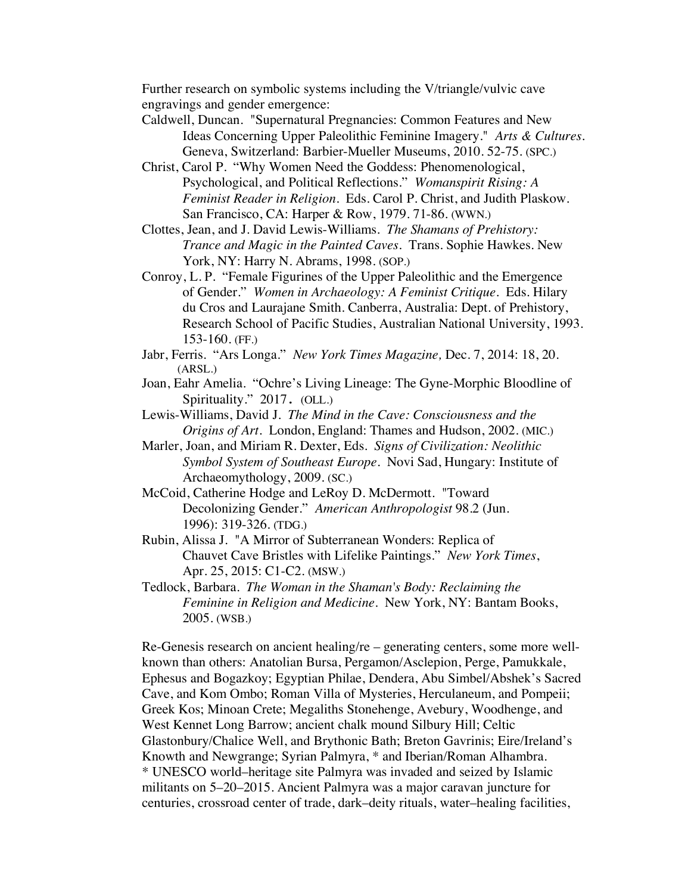Further research on symbolic systems including the V/triangle/vulvic cave engravings and gender emergence:

Caldwell, Duncan. "Supernatural Pregnancies: Common Features and New Ideas Concerning Upper Paleolithic Feminine Imagery." *Arts & Cultures*. Geneva, Switzerland: Barbier-Mueller Museums, 2010. 52-75. (SPC.)

Christ, Carol P. "Why Women Need the Goddess: Phenomenological, Psychological, and Political Reflections." *Womanspirit Rising: A Feminist Reader in Religion*. Eds. Carol P. Christ, and Judith Plaskow. San Francisco, CA: Harper & Row, 1979. 71-86. (WWN.)

Clottes, Jean, and J. David Lewis-Williams. *The Shamans of Prehistory: Trance and Magic in the Painted Caves*. Trans. Sophie Hawkes. New York, NY: Harry N. Abrams, 1998. (SOP.)

Conroy, L. P. "Female Figurines of the Upper Paleolithic and the Emergence of Gender." *Women in Archaeology: A Feminist Critique*. Eds. Hilary du Cros and Laurajane Smith. Canberra, Australia: Dept. of Prehistory, Research School of Pacific Studies, Australian National University, 1993. 153-160. (FF.)

Jabr, Ferris. "Ars Longa." *New York Times Magazine,* Dec. 7, 2014: 18, 20. (ARSL.)

Joan, Eahr Amelia. "Ochre's Living Lineage: The Gyne-Morphic Bloodline of Spirituality." 2017. (OLL.)

Lewis-Williams, David J. *The Mind in the Cave: Consciousness and the Origins of Art*. London, England: Thames and Hudson, 2002. (MIC.)

Marler, Joan, and Miriam R. Dexter, Eds. *Signs of Civilization: Neolithic Symbol System of Southeast Europe*. Novi Sad, Hungary: Institute of Archaeomythology, 2009. (SC.)

McCoid, Catherine Hodge and LeRoy D. McDermott. "Toward Decolonizing Gender." *American Anthropologist* 98.2 (Jun. 1996): 319-326. (TDG.)

Rubin, Alissa J. "A Mirror of Subterranean Wonders: Replica of Chauvet Cave Bristles with Lifelike Paintings." *New York Times*, Apr. 25, 2015: C1-C2. (MSW.)

Tedlock, Barbara. *The Woman in the Shaman's Body: Reclaiming the Feminine in Religion and Medicine*. New York, NY: Bantam Books, 2005. (WSB.)

Re-Genesis research on ancient healing/re – generating centers, some more well-known than others: Anatolian Bursa, Pergamon/Asclepion, Perge, Pamukkale, Ephesus and Bogazkoy; Egyptian Philae, Dendera, Abu Simbel/Abshek's Sacred Cave, and Kom Ombo; Roman Villa of Mysteries, Herculaneum, and Pompeii; Greek Kos; Minoan Crete; Megaliths Stonehenge, Avebury, Woodhenge, and West Kennet Long Barrow; ancient chalk mound Silbury Hill; Celtic Glastonbury/Chalice Well, and Brythonic Bath; Breton Gavrinis; Eire/Ireland's Knowth and Newgrange; Syrian Palmyra, * and Iberian/Roman Alhambra.
* UNESCO world–heritage site Palmyra was invaded and seized by Islamic militants on 5–20–2015. Ancient Palmyra was a major caravan juncture for centuries, crossroad center of trade, dark–deity rituals, water–healing facilities,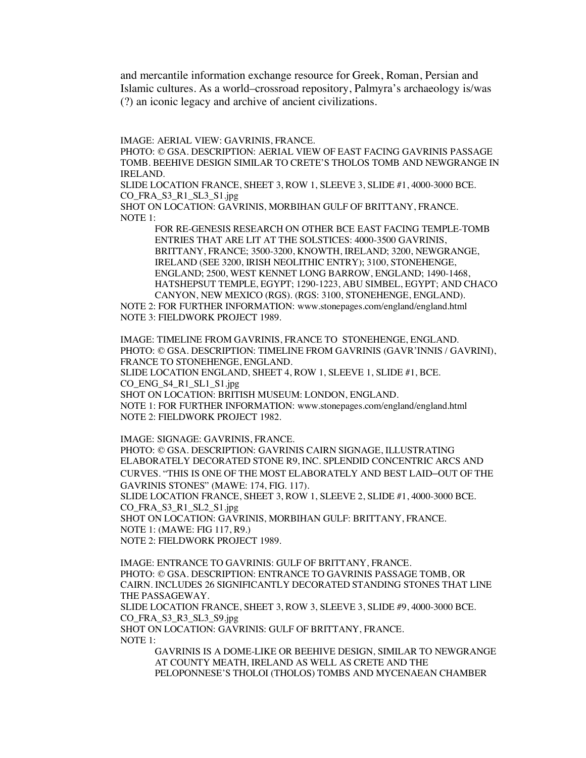and mercantile information exchange resource for Greek, Roman, Persian and Islamic cultures. As a world–crossroad repository, Palmyra's archaeology is/was (?) an iconic legacy and archive of ancient civilizations.

IMAGE: AERIAL VIEW: GAVRINIS, FRANCE.
PHOTO: © GSA. DESCRIPTION: AERIAL VIEW OF EAST FACING GAVRINIS PASSAGE TOMB. BEEHIVE DESIGN SIMILAR TO CRETE'S THOLOS TOMB AND NEWGRANGE IN IRELAND.
SLIDE LOCATION FRANCE, SHEET 3, ROW 1, SLEEVE 3, SLIDE #1, 4000-3000 BCE.
CO_FRA_S3_R1_SL3_S1.jpg
SHOT ON LOCATION: GAVRINIS, MORBIHAN GULF OF BRITTANY, FRANCE.
NOTE 1:

> FOR RE-GENESIS RESEARCH ON OTHER BCE EAST FACING TEMPLE-TOMB ENTRIES THAT ARE LIT AT THE SOLSTICES: 4000-3500 GAVRINIS, BRITTANY, FRANCE; 3500-3200, KNOWTH, IRELAND; 3200, NEWGRANGE, IRELAND (SEE 3200, IRISH NEOLITHIC ENTRY); 3100, STONEHENGE, ENGLAND; 2500, WEST KENNET LONG BARROW, ENGLAND; 1490-1468, HATSHEPSUT TEMPLE, EGYPT; 1290-1223, ABU SIMBEL, EGYPT; AND CHACO CANYON, NEW MEXICO (RGS). (RGS: 3100, STONEHENGE, ENGLAND).

NOTE 2: FOR FURTHER INFORMATION: www.stonepages.com/england/england.html
NOTE 3: FIELDWORK PROJECT 1989.

IMAGE: TIMELINE FROM GAVRINIS, FRANCE TO STONEHENGE, ENGLAND.
PHOTO: © GSA. DESCRIPTION: TIMELINE FROM GAVRINIS (GAVR'INNIS / GAVRINI), FRANCE TO STONEHENGE, ENGLAND.
SLIDE LOCATION ENGLAND, SHEET 4, ROW 1, SLEEVE 1, SLIDE #1, BCE.
CO_ENG_S4_R1_SL1_S1.jpg
SHOT ON LOCATION: BRITISH MUSEUM: LONDON, ENGLAND.
NOTE 1: FOR FURTHER INFORMATION: www.stonepages.com/england/england.html
NOTE 2: FIELDWORK PROJECT 1982.

IMAGE: SIGNAGE: GAVRINIS, FRANCE.
PHOTO: © GSA. DESCRIPTION: GAVRINIS CAIRN SIGNAGE, ILLUSTRATING ELABORATELY DECORATED STONE R9, INC. SPLENDID CONCENTRIC ARCS AND CURVES. "THIS IS ONE OF THE MOST ELABORATELY AND BEST LAID–OUT OF THE GAVRINIS STONES" (MAWE: 174, FIG. 117).
SLIDE LOCATION FRANCE, SHEET 3, ROW 1, SLEEVE 2, SLIDE #1, 4000-3000 BCE.
CO_FRA_S3_R1_SL2_S1.jpg
SHOT ON LOCATION: GAVRINIS, MORBIHAN GULF: BRITTANY, FRANCE.
NOTE 1: (MAWE: FIG 117, R9.)
NOTE 2: FIELDWORK PROJECT 1989.

IMAGE: ENTRANCE TO GAVRINIS: GULF OF BRITTANY, FRANCE.
PHOTO: © GSA. DESCRIPTION: ENTRANCE TO GAVRINIS PASSAGE TOMB, OR CAIRN. INCLUDES 26 SIGNIFICANTLY DECORATED STANDING STONES THAT LINE THE PASSAGEWAY.
SLIDE LOCATION FRANCE, SHEET 3, ROW 3, SLEEVE 3, SLIDE #9, 4000-3000 BCE.
CO_FRA_S3_R3_SL3_S9.jpg
SHOT ON LOCATION: GAVRINIS: GULF OF BRITTANY, FRANCE.
NOTE 1:

> GAVRINIS IS A DOME-LIKE OR BEEHIVE DESIGN, SIMILAR TO NEWGRANGE AT COUNTY MEATH, IRELAND AS WELL AS CRETE AND THE PELOPONNESE'S THOLOI (THOLOS) TOMBS AND MYCENAEAN CHAMBER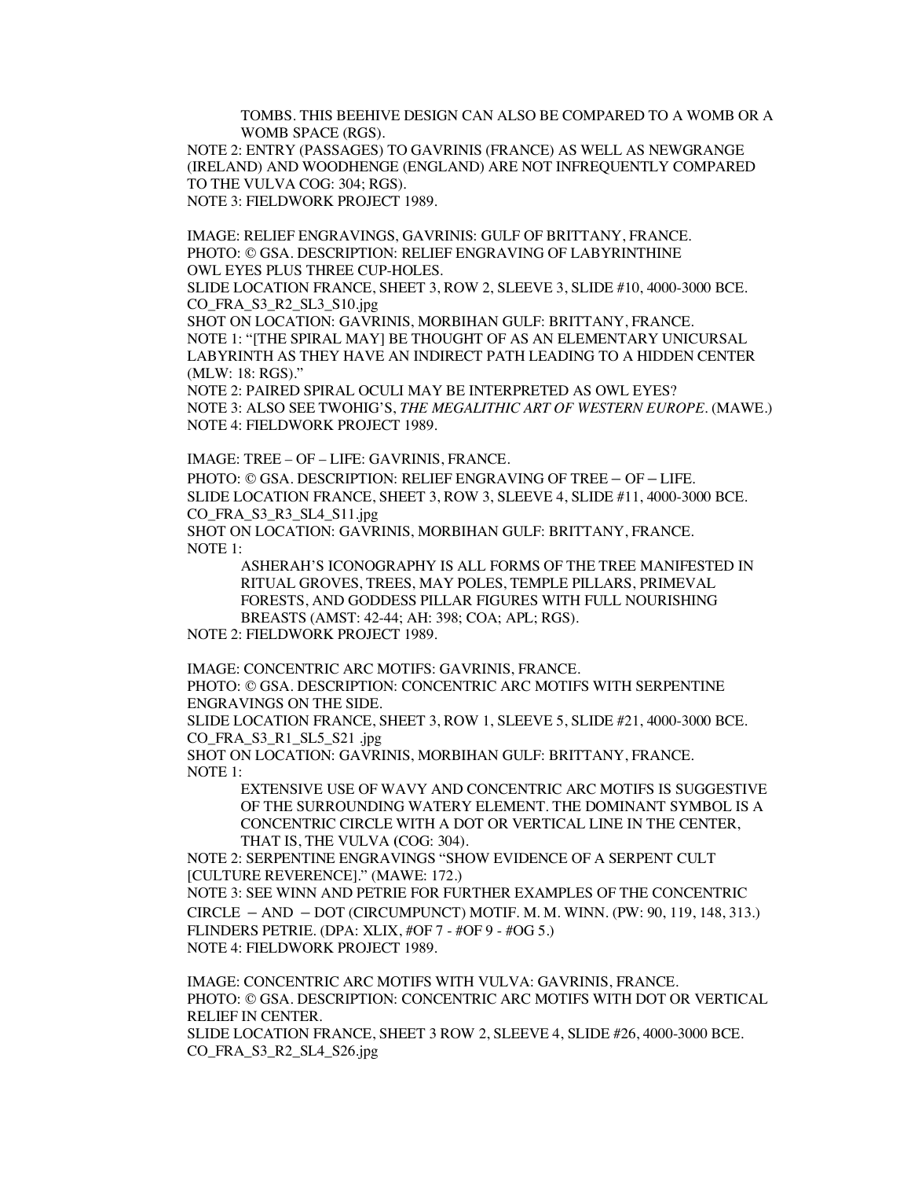TOMBS. THIS BEEHIVE DESIGN CAN ALSO BE COMPARED TO A WOMB OR A WOMB SPACE (RGS).

NOTE 2: ENTRY (PASSAGES) TO GAVRINIS (FRANCE) AS WELL AS NEWGRANGE (IRELAND) AND WOODHENGE (ENGLAND) ARE NOT INFREQUENTLY COMPARED TO THE VULVA COG: 304; RGS).

NOTE 3: FIELDWORK PROJECT 1989.

IMAGE: RELIEF ENGRAVINGS, GAVRINIS: GULF OF BRITTANY, FRANCE.
PHOTO: © GSA. DESCRIPTION: RELIEF ENGRAVING OF LABYRINTHINE OWL EYES PLUS THREE CUP-HOLES.
SLIDE LOCATION FRANCE, SHEET 3, ROW 2, SLEEVE 3, SLIDE #10, 4000-3000 BCE.
CO_FRA_S3_R2_SL3_S10.jpg
SHOT ON LOCATION: GAVRINIS, MORBIHAN GULF: BRITTANY, FRANCE.
NOTE 1: "[THE SPIRAL MAY] BE THOUGHT OF AS AN ELEMENTARY UNICURSAL LABYRINTH AS THEY HAVE AN INDIRECT PATH LEADING TO A HIDDEN CENTER (MLW: 18: RGS)."
NOTE 2: PAIRED SPIRAL OCULI MAY BE INTERPRETED AS OWL EYES?
NOTE 3: ALSO SEE TWOHIG'S, *THE MEGALITHIC ART OF WESTERN EUROPE*. (MAWE.)
NOTE 4: FIELDWORK PROJECT 1989.

IMAGE: TREE – OF – LIFE: GAVRINIS, FRANCE.
PHOTO: © GSA. DESCRIPTION: RELIEF ENGRAVING OF TREE – OF – LIFE.
SLIDE LOCATION FRANCE, SHEET 3, ROW 3, SLEEVE 4, SLIDE #11, 4000-3000 BCE.
CO_FRA_S3_R3_SL4_S11.jpg
SHOT ON LOCATION: GAVRINIS, MORBIHAN GULF: BRITTANY, FRANCE.
NOTE 1:

> ASHERAH'S ICONOGRAPHY IS ALL FORMS OF THE TREE MANIFESTED IN RITUAL GROVES, TREES, MAY POLES, TEMPLE PILLARS, PRIMEVAL FORESTS, AND GODDESS PILLAR FIGURES WITH FULL NOURISHING BREASTS (AMST: 42-44; AH: 398; COA; APL; RGS).

NOTE 2: FIELDWORK PROJECT 1989.

IMAGE: CONCENTRIC ARC MOTIFS: GAVRINIS, FRANCE.
PHOTO: © GSA. DESCRIPTION: CONCENTRIC ARC MOTIFS WITH SERPENTINE ENGRAVINGS ON THE SIDE.
SLIDE LOCATION FRANCE, SHEET 3, ROW 1, SLEEVE 5, SLIDE #21, 4000-3000 BCE.
CO_FRA_S3_R1_SL5_S21 .jpg
SHOT ON LOCATION: GAVRINIS, MORBIHAN GULF: BRITTANY, FRANCE.
NOTE 1:

> EXTENSIVE USE OF WAVY AND CONCENTRIC ARC MOTIFS IS SUGGESTIVE OF THE SURROUNDING WATERY ELEMENT. THE DOMINANT SYMBOL IS A CONCENTRIC CIRCLE WITH A DOT OR VERTICAL LINE IN THE CENTER, THAT IS, THE VULVA (COG: 304).

NOTE 2: SERPENTINE ENGRAVINGS "SHOW EVIDENCE OF A SERPENT CULT [CULTURE REVERENCE]." (MAWE: 172.)
NOTE 3: SEE WINN AND PETRIE FOR FURTHER EXAMPLES OF THE CONCENTRIC CIRCLE – AND – DOT (CIRCUMPUNCT) MOTIF. M. M. WINN. (PW: 90, 119, 148, 313.) FLINDERS PETRIE. (DPA: XLIX, #OF 7 - #OF 9 - #OG 5.)
NOTE 4: FIELDWORK PROJECT 1989.

IMAGE: CONCENTRIC ARC MOTIFS WITH VULVA: GAVRINIS, FRANCE.
PHOTO: © GSA. DESCRIPTION: CONCENTRIC ARC MOTIFS WITH DOT OR VERTICAL RELIEF IN CENTER.
SLIDE LOCATION FRANCE, SHEET 3 ROW 2, SLEEVE 4, SLIDE #26, 4000-3000 BCE.
CO_FRA_S3_R2_SL4_S26.jpg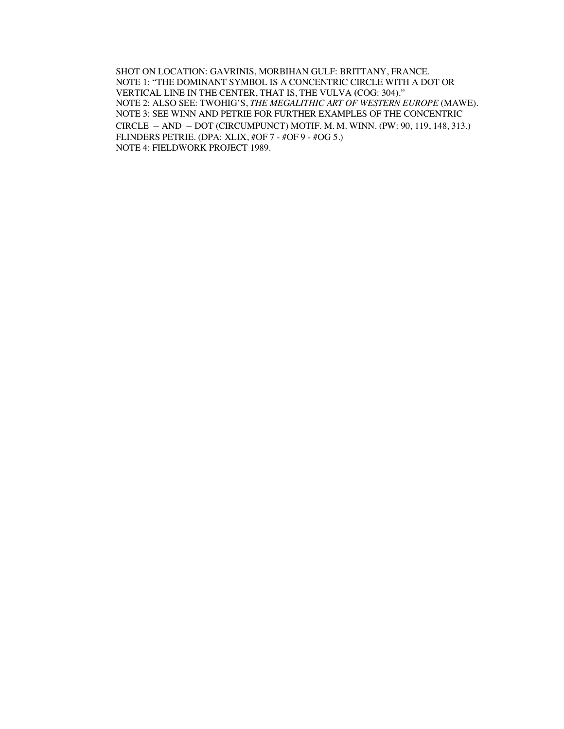SHOT ON LOCATION: GAVRINIS, MORBIHAN GULF: BRITTANY, FRANCE.
NOTE 1: "THE DOMINANT SYMBOL IS A CONCENTRIC CIRCLE WITH A DOT OR VERTICAL LINE IN THE CENTER, THAT IS, THE VULVA (COG: 304)."
NOTE 2: ALSO SEE: TWOHIG'S, *THE MEGALITHIC ART OF WESTERN EUROPE* (MAWE).
NOTE 3: SEE WINN AND PETRIE FOR FURTHER EXAMPLES OF THE CONCENTRIC CIRCLE – AND – DOT (CIRCUMPUNCT) MOTIF. M. M. WINN. (PW: 90, 119, 148, 313.) FLINDERS PETRIE. (DPA: XLIX, #OF 7 - #OF 9 - #OG 5.)
NOTE 4: FIELDWORK PROJECT 1989.